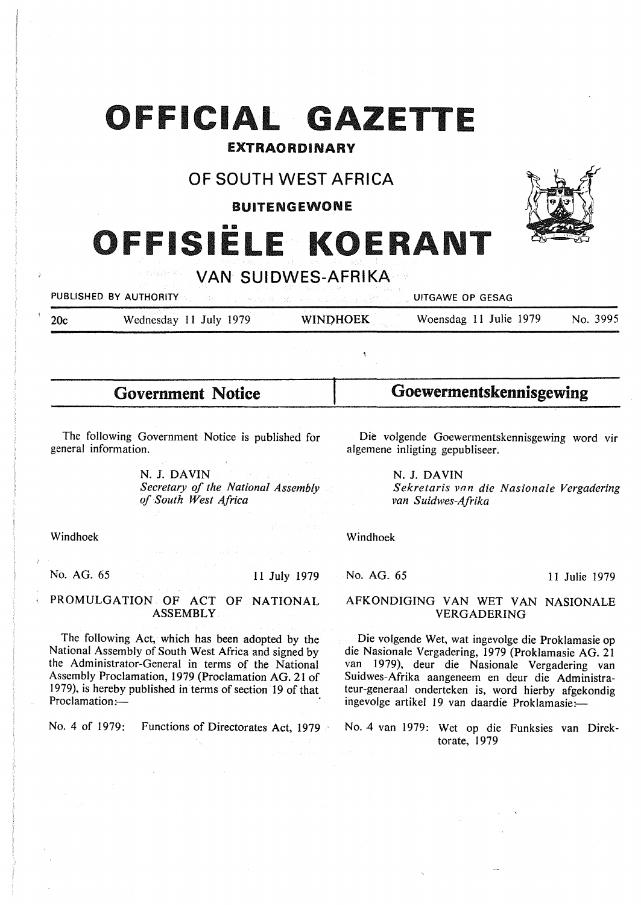# OFFICIAL GAZETTE

**EXTRAORDINARY**

## OF SOUTH WEST AFRICA

**BUITENGEWONE**

# OFFISIËLE KOERANT

## VAN SUIDWES-AFRIKA

PUBLISHED BY AUTHORITY — UITGAWE OP GESAG

20c — Wednesday 11 July 1979 — WINDHOEK — Woensdag 11 Julie 1979 — No. 3995

## Government Notice

The following Government Notice is published for general information.

N. J. DAVIN
*Secretary of the National Assembly of South West Africa*

Windhoek

No. AG. 65 — 11 July 1979

### PROMULGATION OF ACT OF NATIONAL ASSEMBLY

The following Act, which has been adopted by the National Assembly of South West Africa and signed by the Administrator-General in terms of the National Assembly Proclamation, 1979 (Proclamation AG. 21 of 1979), is hereby published in terms of section 19 of that Proclamation:—

No. 4 of 1979: Functions of Directorates Act, 1979

## Goewermentskennisgewing

Die volgende Goewermentskennisgewing word vir algemene inligting gepubliseer.

N. J. DAVIN
*Sekretaris van die Nasionale Vergadering van Suidwes-Afrika*

Windhoek

No. AG. 65 — 11 Julie 1979

### AFKONDIGING VAN WET VAN NASIONALE VERGADERING

Die volgende Wet, wat ingevolge die Proklamasie op die Nasionale Vergadering, 1979 (Proklamasie AG. 21 van 1979), deur die Nasionale Vergadering van Suidwes-Afrika aangeneem en deur die Administrateur-generaal onderteken is, word hierby afgekondig ingevolge artikel 19 van daardie Proklamasie:—

No. 4 van 1979: Wet op die Funksies van Direktorate, 1979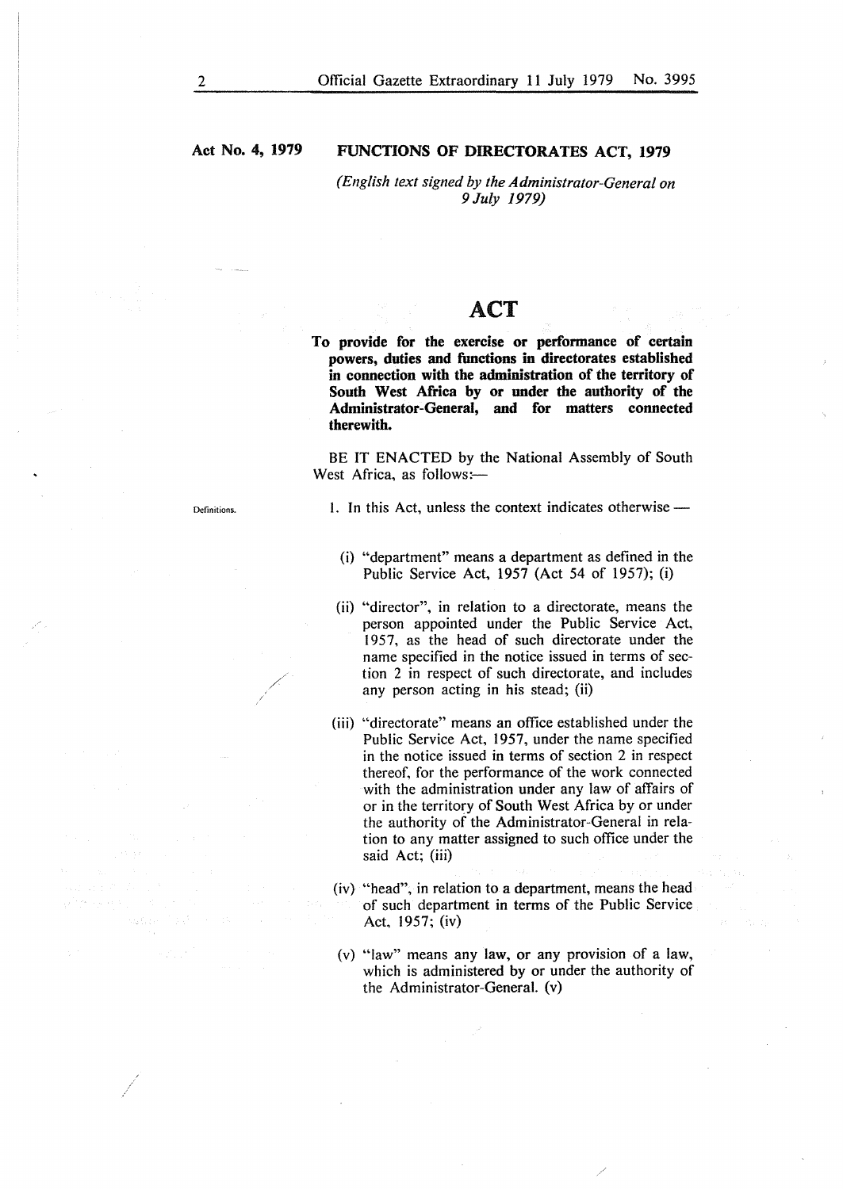**Act No. 4, 1979** **FUNCTIONS OF DIRECTORATES ACT, 1979**

*(English text signed by the Administrator-General on 9 July 1979)*

# ACT

**To provide for the exercise or performance of certain powers, duties and functions in directorates established in connection with the administration of the territory of South West Africa by or under the authority of the Administrator-General, and for matters connected therewith.**

BE IT ENACTED by the National Assembly of South West Africa, as follows:—

Definitions.

1. In this Act, unless the context indicates otherwise —

(i) "department" means a department as defined in the Public Service Act, 1957 (Act 54 of 1957); (i)

(ii) "director", in relation to a directorate, means the person appointed under the Public Service Act, 1957, as the head of such directorate under the name specified in the notice issued in terms of section 2 in respect of such directorate, and includes any person acting in his stead; (ii)

(iii) "directorate" means an office established under the Public Service Act, 1957, under the name specified in the notice issued in terms of section 2 in respect thereof, for the performance of the work connected with the administration under any law of affairs of or in the territory of South West Africa by or under the authority of the Administrator-General in relation to any matter assigned to such office under the said Act; (iii)

(iv) "head", in relation to a department, means the head of such department in terms of the Public Service Act, 1957; (iv)

(v) "law" means any law, or any provision of a law, which is administered by or under the authority of the Administrator-General. (v)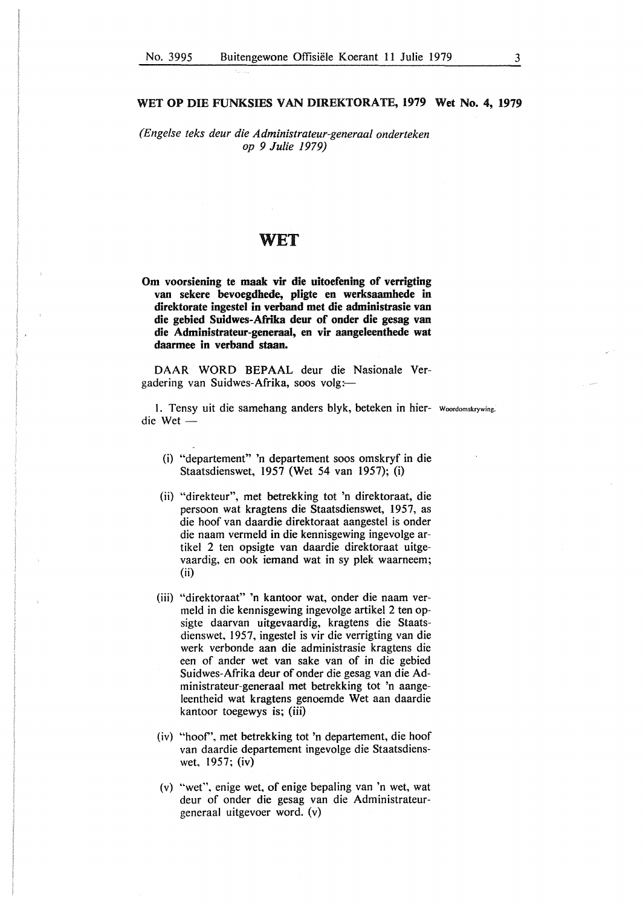## WET OP DIE FUNKSIES VAN DIREKTORATE, 1979 Wet No. 4, 1979

*(Engelse teks deur die Administrateur-generaal onderteken op 9 Julie 1979)*

# WET

**Om voorsiening te maak vir die uitoefening of verrigting van sekere bevoegdhede, pligte en werksaamhede in direktorate ingestel in verband met die administrasie van die gebied Suidwes-Afrika deur of onder die gesag van die Administrateur-generaal, en vir aangeleenthede wat daarmee in verband staan.**

DAAR WORD BEPAAL deur die Nasionale Vergadering van Suidwes-Afrika, soos volg:—

Woordomskrywing.

1. Tensy uit die samehang anders blyk, beteken in hierdie Wet —

(i) "departement" 'n departement soos omskryf in die Staatsdienswet, 1957 (Wet 54 van 1957); (i)

(ii) "direkteur", met betrekking tot 'n direktoraat, die persoon wat kragtens die Staatsdienswet, 1957, as die hoof van daardie direktoraat aangestel is onder die naam vermeld in die kennisgewing ingevolge artikel 2 ten opsigte van daardie direktoraat uitgevaardig, en ook iemand wat in sy plek waarneem; (ii)

(iii) "direktoraat" 'n kantoor wat, onder die naam vermeld in die kennisgewing ingevolge artikel 2 ten opsigte daarvan uitgevaardig, kragtens die Staatsdienswet, 1957, ingestel is vir die verrigting van die werk verbonde aan die administrasie kragtens die een of ander wet van sake van of in die gebied Suidwes-Afrika deur of onder die gesag van die Administrateur-generaal met betrekking tot 'n aangeleentheid wat kragtens genoemde Wet aan daardie kantoor toegewys is; (iii)

(iv) "hoof", met betrekking tot 'n departement, die hoof van daardie departement ingevolge die Staatsdienswet, 1957; (iv)

(v) "wet", enige wet, of enige bepaling van 'n wet, wat deur of onder die gesag van die Administrateur-generaal uitgevoer word. (v)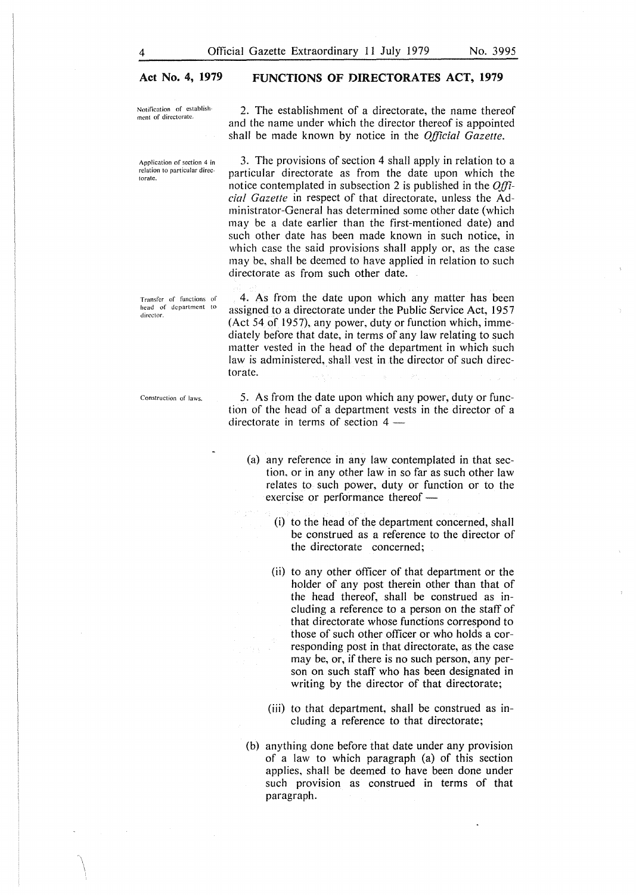**Act No. 4, 1979** **FUNCTIONS OF DIRECTORATES ACT, 1979**

Notification of establishment of directorate.

2. The establishment of a directorate, the name thereof and the name under which the director thereof is appointed shall be made known by notice in the *Official Gazette.*

Application of section 4 in relation to particular directorate.

3. The provisions of section 4 shall apply in relation to a particular directorate as from the date upon which the notice contemplated in subsection 2 is published in the *Official Gazette* in respect of that directorate, unless the Administrator-General has determined some other date (which may be a date earlier than the first-mentioned date) and such other date has been made known in such notice, in which case the said provisions shall apply or, as the case may be, shall be deemed to have applied in relation to such directorate as from such other date.

Transfer of functions of head of department to director.

4. As from the date upon which any matter has been assigned to a directorate under the Public Service Act, 1957 (Act 54 of 1957), any power, duty or function which, immediately before that date, in terms of any law relating to such matter vested in the head of the department in which such law is administered, shall vest in the director of such directorate.

Construction of laws.

5. As from the date upon which any power, duty or function of the head of a department vests in the director of a directorate in terms of section 4 —

(a) any reference in any law contemplated in that section, or in any other law in so far as such other law relates to such power, duty or function or to the exercise or performance thereof —

(i) to the head of the department concerned, shall be construed as a reference to the director of the directorate concerned;

(ii) to any other officer of that department or the holder of any post therein other than that of the head thereof, shall be construed as including a reference to a person on the staff of that directorate whose functions correspond to those of such other officer or who holds a corresponding post in that directorate, as the case may be, or, if there is no such person, any person on such staff who has been designated in writing by the director of that directorate;

(iii) to that department, shall be construed as including a reference to that directorate;

(b) anything done before that date under any provision of a law to which paragraph (a) of this section applies, shall be deemed to have been done under such provision as construed in terms of that paragraph.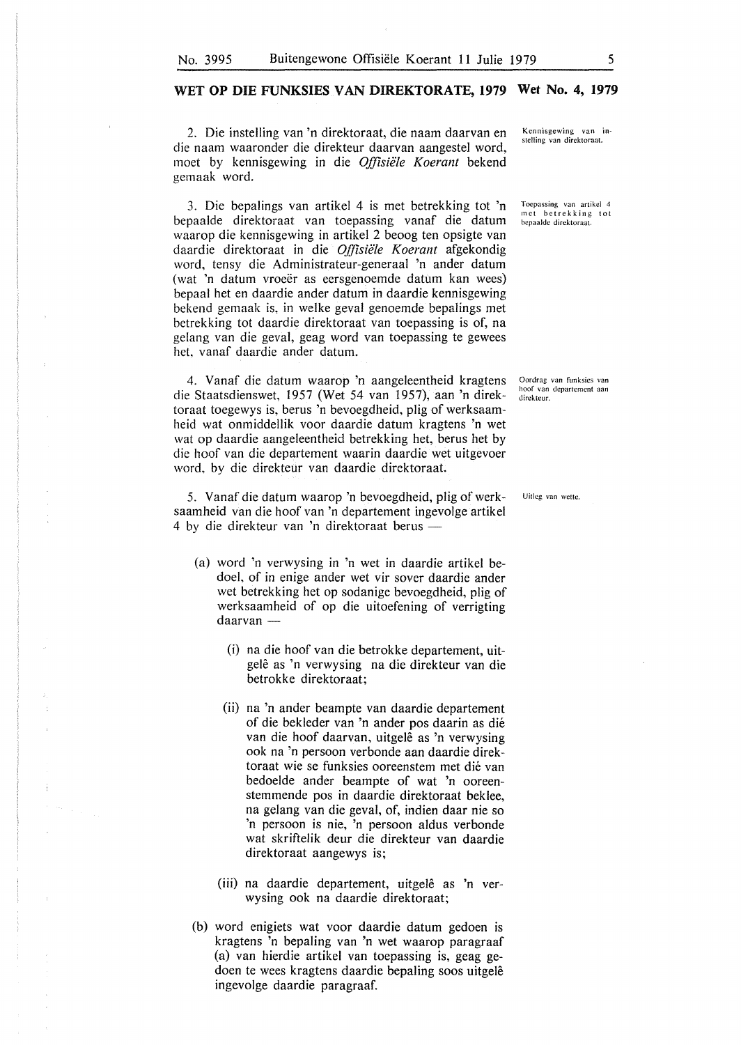## WET OP DIE FUNKSIES VAN DIREKTORATE, 1979 Wet No. 4, 1979

*Kennisgewing van instelling van direktoraat.*

2. Die instelling van 'n direktoraat, die naam daarvan en die naam waaronder die direkteur daarvan aangestel word, moet by kennisgewing in die *Offisiële Koerant* bekend gemaak word.

*Toepassing van artikel 4 met betrekking tot bepaalde direktoraat.*

3. Die bepalings van artikel 4 is met betrekking tot 'n bepaalde direktoraat van toepassing vanaf die datum waarop die kennisgewing in artikel 2 beoog ten opsigte van daardie direktoraat in die *Offisiële Koerant* afgekondig word, tensy die Administrateur-generaal 'n ander datum (wat 'n datum vroeër as eersgenoemde datum kan wees) bepaal het en daardie ander datum in daardie kennisgewing bekend gemaak is, in welke geval genoemde bepalings met betrekking tot daardie direktoraat van toepassing is of, na gelang van die geval, geag word van toepassing te gewees het, vanaf daardie ander datum.

*Oordrag van funksies van hoof van departement aan direkteur.*

4. Vanaf die datum waarop 'n aangeleentheid kragtens die Staatsdienswet, 1957 (Wet 54 van 1957), aan 'n direktoraat toegewys is, berus 'n bevoegdheid, plig of werksaamheid wat onmiddellik voor daardie datum kragtens 'n wet wat op daardie aangeleentheid betrekking het, berus het by die hoof van die departement waarin daardie wet uitgevoer word, by die direkteur van daardie direktoraat.

*Uitleg van wette.*

5. Vanaf die datum waarop 'n bevoegdheid, plig of werksaamheid van die hoof van 'n departement ingevolge artikel 4 by die direkteur van 'n direktoraat berus —

(a) word 'n verwysing in 'n wet in daardie artikel bedoel, of in enige ander wet vir sover daardie ander wet betrekking het op sodanige bevoegdheid, plig of werksaamheid of op die uitoefening of verrigting daarvan —

(i) na die hoof van die betrokke departement, uitgelê as 'n verwysing na die direkteur van die betrokke direktoraat;

(ii) na 'n ander beampte van daardie departement of die bekleder van 'n ander pos daarin as dié van die hoof daarvan, uitgelê as 'n verwysing ook na 'n persoon verbonde aan daardie direktoraat wie se funksies ooreenstem met dié van bedoelde ander beampte of wat 'n ooreenstemmende pos in daardie direktoraat beklee, na gelang van die geval, of, indien daar nie so 'n persoon is nie, 'n persoon aldus verbonde wat skriftelik deur die direkteur van daardie direktoraat aangewys is;

(iii) na daardie departement, uitgelê as 'n verwysing ook na daardie direktoraat;

(b) word enigiets wat voor daardie datum gedoen is kragtens 'n bepaling van 'n wet waarop paragraaf (a) van hierdie artikel van toepassing is, geag gedoen te wees kragtens daardie bepaling soos uitgelê ingevolge daardie paragraaf.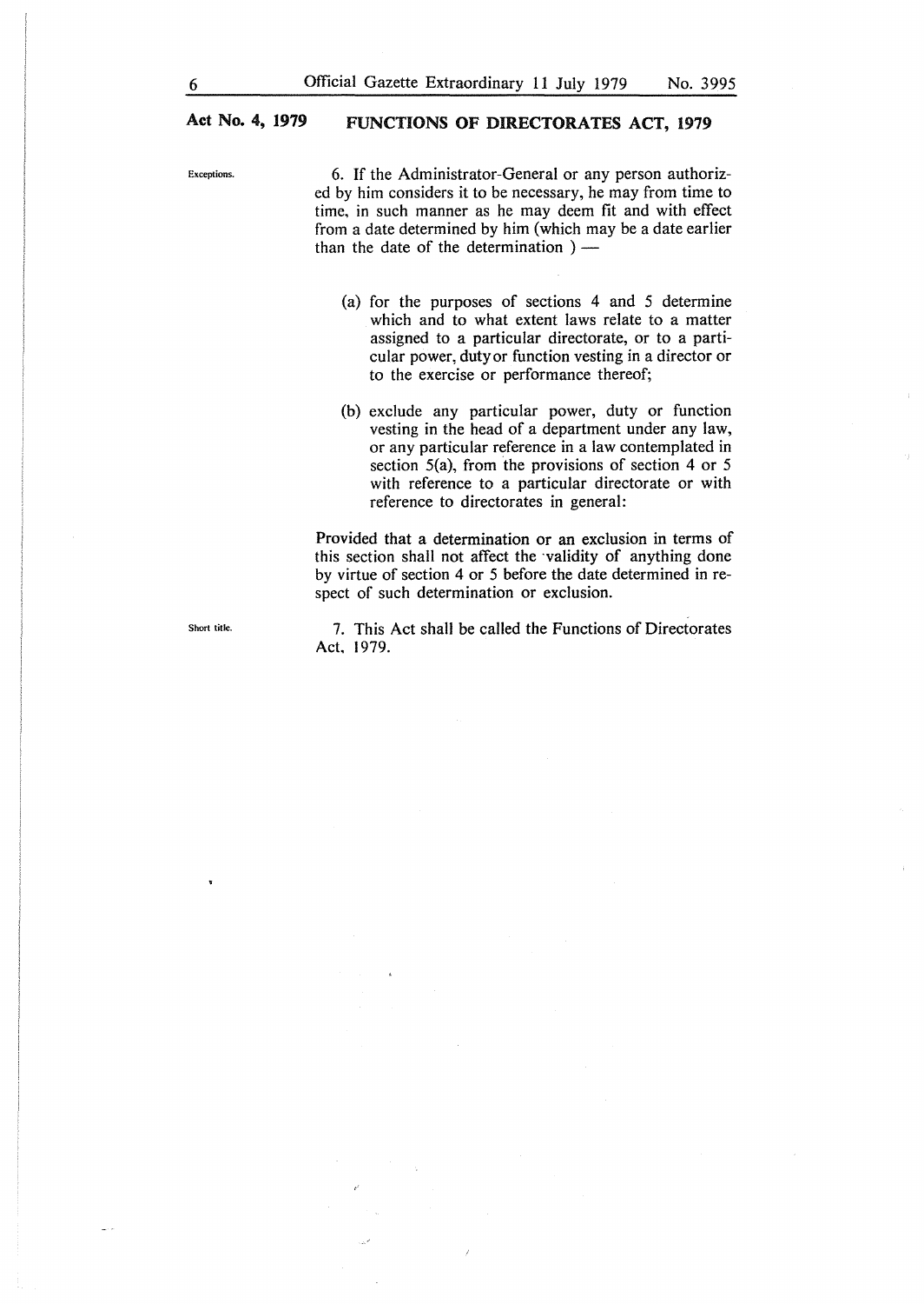**Exceptions.**

6. If the Administrator-General or any person authorized by him considers it to be necessary, he may from time to time, in such manner as he may deem fit and with effect from a date determined by him (which may be a date earlier than the date of the determination ) —

(a) for the purposes of sections 4 and 5 determine which and to what extent laws relate to a matter assigned to a particular directorate, or to a particular power, duty or function vesting in a director or to the exercise or performance thereof;

(b) exclude any particular power, duty or function vesting in the head of a department under any law, or any particular reference in a law contemplated in section 5(a), from the provisions of section 4 or 5 with reference to a particular directorate or with reference to directorates in general:

Provided that a determination or an exclusion in terms of this section shall not affect the validity of anything done by virtue of section 4 or 5 before the date determined in respect of such determination or exclusion.

**Short title.**

7. This Act shall be called the Functions of Directorates Act, 1979.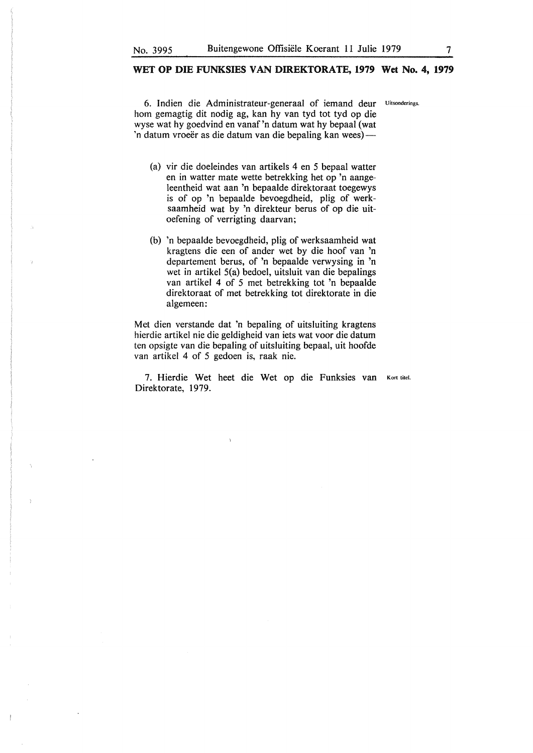**WET OP DIE FUNKSIES VAN DIREKTORATE, 1979 Wet No. 4, 1979**

6. Indien die Administrateur-generaal of iemand deur hom gemagtig dit nodig ag, kan hy van tyd tot tyd op die wyse wat hy goedvind en vanaf 'n datum wat hy bepaal (wat 'n datum vroeër as die datum van die bepaling kan wees)—

Uitsonderings.

(a) vir die doeleindes van artikels 4 en 5 bepaal watter en in watter mate wette betrekking het op 'n aangeleentheid wat aan 'n bepaalde direktoraat toegewys is of op 'n bepaalde bevoegdheid, plig of werksaamheid wat by 'n direkteur berus of op die uitoefening of verrigting daarvan;

(b) 'n bepaalde bevoegdheid, plig of werksaamheid wat kragtens die een of ander wet by die hoof van 'n departement berus, of 'n bepaalde verwysing in 'n wet in artikel 5(a) bedoel, uitsluit van die bepalings van artikel 4 of 5 met betrekking tot 'n bepaalde direktoraat of met betrekking tot direktorate in die algemeen:

Met dien verstande dat 'n bepaling of uitsluiting kragtens hierdie artikel nie die geldigheid van iets wat voor die datum ten opsigte van die bepaling of uitsluiting bepaal, uit hoofde van artikel 4 of 5 gedoen is, raak nie.

7. Hierdie Wet heet die Wet op die Funksies van Direktorate, 1979.

Kort titel.